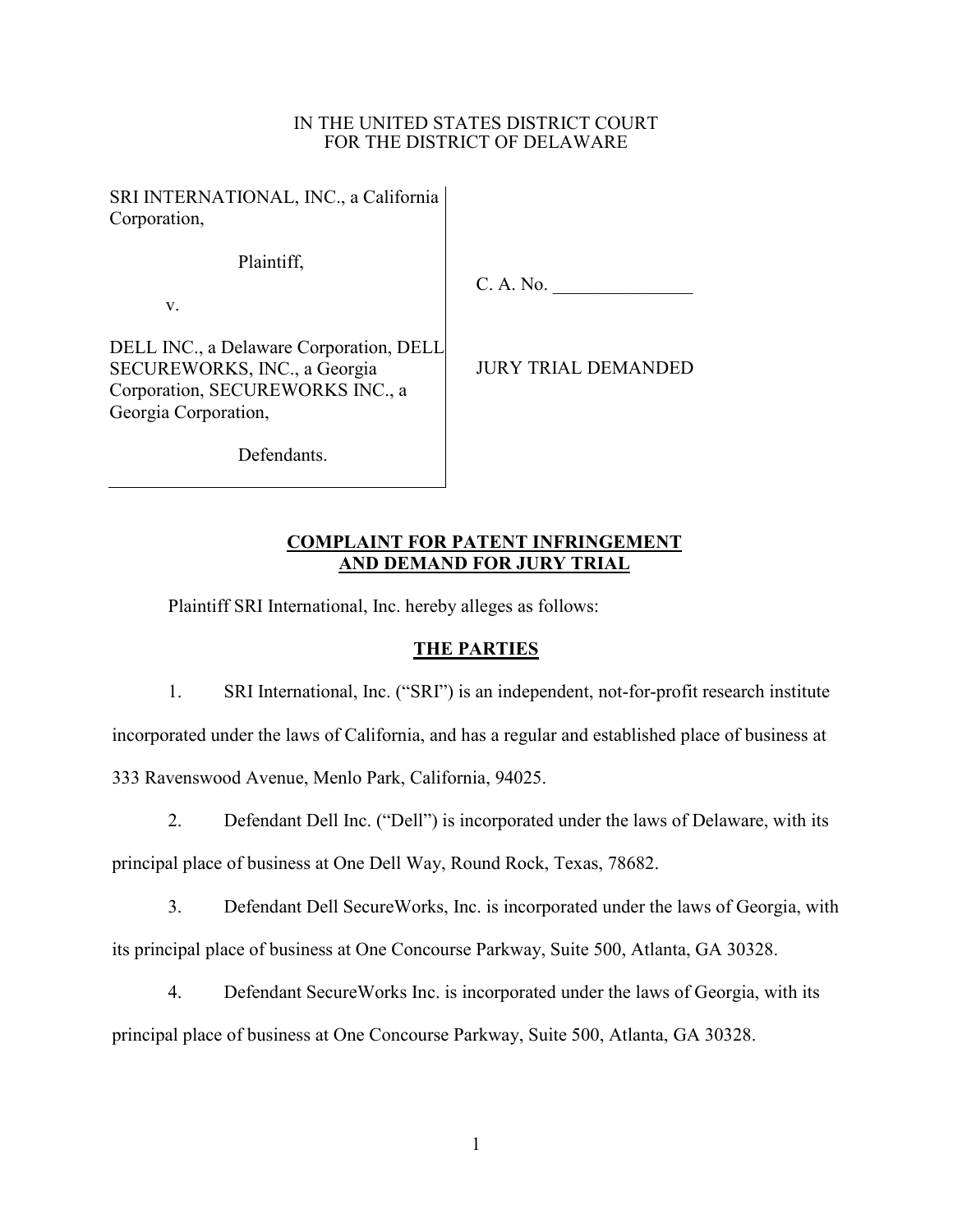IN THE UNITED STATES DISTRICT COURT
FOR THE DISTRICT OF DELAWARE

| | |
|---|---|
| SRI INTERNATIONAL, INC., a California Corporation,<br><br>Plaintiff,<br><br>v.<br><br>DELL INC., a Delaware Corporation, DELL SECUREWORKS, INC., a Georgia Corporation, SECUREWORKS INC., a Georgia Corporation,<br><br>Defendants. | C. A. No. _______________<br><br>JURY TRIAL DEMANDED |

## COMPLAINT FOR PATENT INFRINGEMENT AND DEMAND FOR JURY TRIAL

Plaintiff SRI International, Inc. hereby alleges as follows:

### THE PARTIES

1. SRI International, Inc. ("SRI") is an independent, not-for-profit research institute incorporated under the laws of California, and has a regular and established place of business at 333 Ravenswood Avenue, Menlo Park, California, 94025.

2. Defendant Dell Inc. ("Dell") is incorporated under the laws of Delaware, with its principal place of business at One Dell Way, Round Rock, Texas, 78682.

3. Defendant Dell SecureWorks, Inc. is incorporated under the laws of Georgia, with its principal place of business at One Concourse Parkway, Suite 500, Atlanta, GA 30328.

4. Defendant SecureWorks Inc. is incorporated under the laws of Georgia, with its principal place of business at One Concourse Parkway, Suite 500, Atlanta, GA 30328.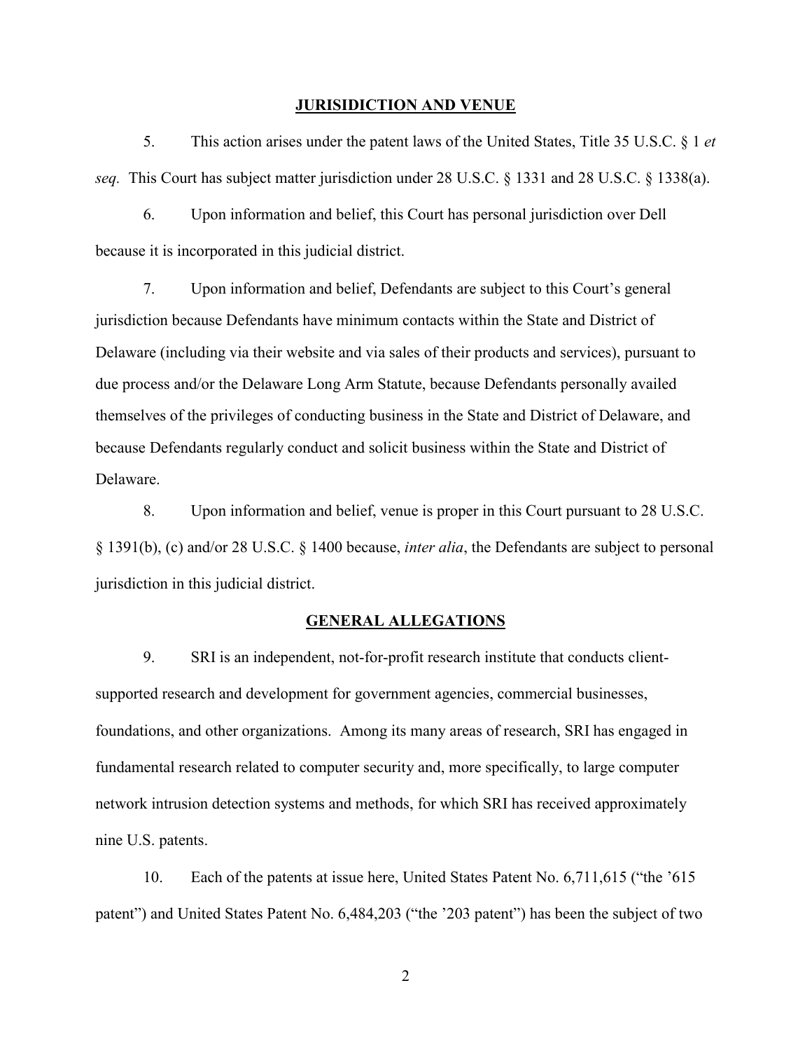## JURISIDICTION AND VENUE

5. This action arises under the patent laws of the United States, Title 35 U.S.C. § 1 *et seq*. This Court has subject matter jurisdiction under 28 U.S.C. § 1331 and 28 U.S.C. § 1338(a).

6. Upon information and belief, this Court has personal jurisdiction over Dell because it is incorporated in this judicial district.

7. Upon information and belief, Defendants are subject to this Court's general jurisdiction because Defendants have minimum contacts within the State and District of Delaware (including via their website and via sales of their products and services), pursuant to due process and/or the Delaware Long Arm Statute, because Defendants personally availed themselves of the privileges of conducting business in the State and District of Delaware, and because Defendants regularly conduct and solicit business within the State and District of Delaware.

8. Upon information and belief, venue is proper in this Court pursuant to 28 U.S.C. § 1391(b), (c) and/or 28 U.S.C. § 1400 because, *inter alia*, the Defendants are subject to personal jurisdiction in this judicial district.

## GENERAL ALLEGATIONS

9. SRI is an independent, not-for-profit research institute that conducts client-supported research and development for government agencies, commercial businesses, foundations, and other organizations. Among its many areas of research, SRI has engaged in fundamental research related to computer security and, more specifically, to large computer network intrusion detection systems and methods, for which SRI has received approximately nine U.S. patents.

10. Each of the patents at issue here, United States Patent No. 6,711,615 ("the '615 patent") and United States Patent No. 6,484,203 ("the '203 patent") has been the subject of two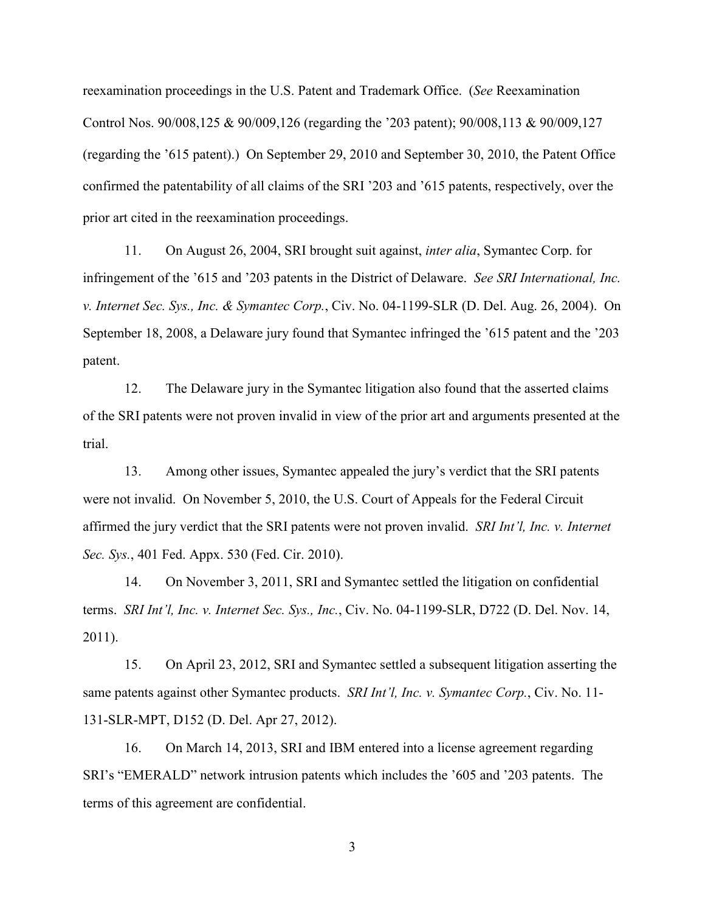reexamination proceedings in the U.S. Patent and Trademark Office. (*See* Reexamination Control Nos. 90/008,125 & 90/009,126 (regarding the '203 patent); 90/008,113 & 90/009,127 (regarding the '615 patent).) On September 29, 2010 and September 30, 2010, the Patent Office confirmed the patentability of all claims of the SRI '203 and '615 patents, respectively, over the prior art cited in the reexamination proceedings.

11. On August 26, 2004, SRI brought suit against, *inter alia*, Symantec Corp. for infringement of the '615 and '203 patents in the District of Delaware. *See SRI International, Inc. v. Internet Sec. Sys., Inc. & Symantec Corp.*, Civ. No. 04-1199-SLR (D. Del. Aug. 26, 2004). On September 18, 2008, a Delaware jury found that Symantec infringed the '615 patent and the '203 patent.

12. The Delaware jury in the Symantec litigation also found that the asserted claims of the SRI patents were not proven invalid in view of the prior art and arguments presented at the trial.

13. Among other issues, Symantec appealed the jury's verdict that the SRI patents were not invalid. On November 5, 2010, the U.S. Court of Appeals for the Federal Circuit affirmed the jury verdict that the SRI patents were not proven invalid. *SRI Int'l, Inc. v. Internet Sec. Sys.*, 401 Fed. Appx. 530 (Fed. Cir. 2010).

14. On November 3, 2011, SRI and Symantec settled the litigation on confidential terms. *SRI Int'l, Inc. v. Internet Sec. Sys., Inc.*, Civ. No. 04-1199-SLR, D722 (D. Del. Nov. 14, 2011).

15. On April 23, 2012, SRI and Symantec settled a subsequent litigation asserting the same patents against other Symantec products. *SRI Int'l, Inc. v. Symantec Corp.*, Civ. No. 11-131-SLR-MPT, D152 (D. Del. Apr 27, 2012).

16. On March 14, 2013, SRI and IBM entered into a license agreement regarding SRI's "EMERALD" network intrusion patents which includes the '605 and '203 patents. The terms of this agreement are confidential.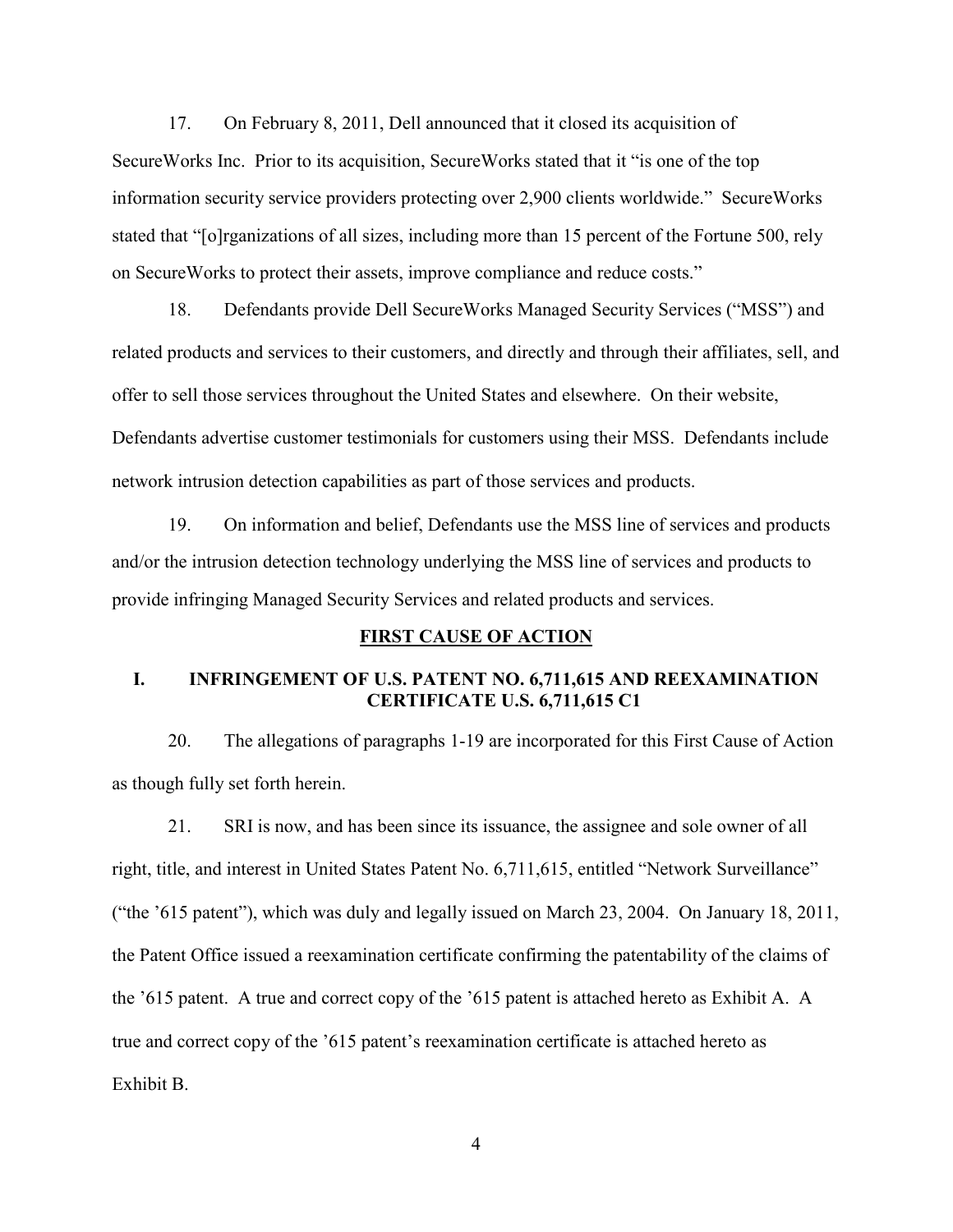17. On February 8, 2011, Dell announced that it closed its acquisition of SecureWorks Inc. Prior to its acquisition, SecureWorks stated that it "is one of the top information security service providers protecting over 2,900 clients worldwide." SecureWorks stated that "[o]rganizations of all sizes, including more than 15 percent of the Fortune 500, rely on SecureWorks to protect their assets, improve compliance and reduce costs."

18. Defendants provide Dell SecureWorks Managed Security Services ("MSS") and related products and services to their customers, and directly and through their affiliates, sell, and offer to sell those services throughout the United States and elsewhere. On their website, Defendants advertise customer testimonials for customers using their MSS. Defendants include network intrusion detection capabilities as part of those services and products.

19. On information and belief, Defendants use the MSS line of services and products and/or the intrusion detection technology underlying the MSS line of services and products to provide infringing Managed Security Services and related products and services.

## **FIRST CAUSE OF ACTION**

### I. INFRINGEMENT OF U.S. PATENT NO. 6,711,615 AND REEXAMINATION CERTIFICATE U.S. 6,711,615 C1

20. The allegations of paragraphs 1-19 are incorporated for this First Cause of Action as though fully set forth herein.

21. SRI is now, and has been since its issuance, the assignee and sole owner of all right, title, and interest in United States Patent No. 6,711,615, entitled "Network Surveillance" ("the '615 patent"), which was duly and legally issued on March 23, 2004. On January 18, 2011, the Patent Office issued a reexamination certificate confirming the patentability of the claims of the '615 patent. A true and correct copy of the '615 patent is attached hereto as Exhibit A. A true and correct copy of the '615 patent's reexamination certificate is attached hereto as Exhibit B.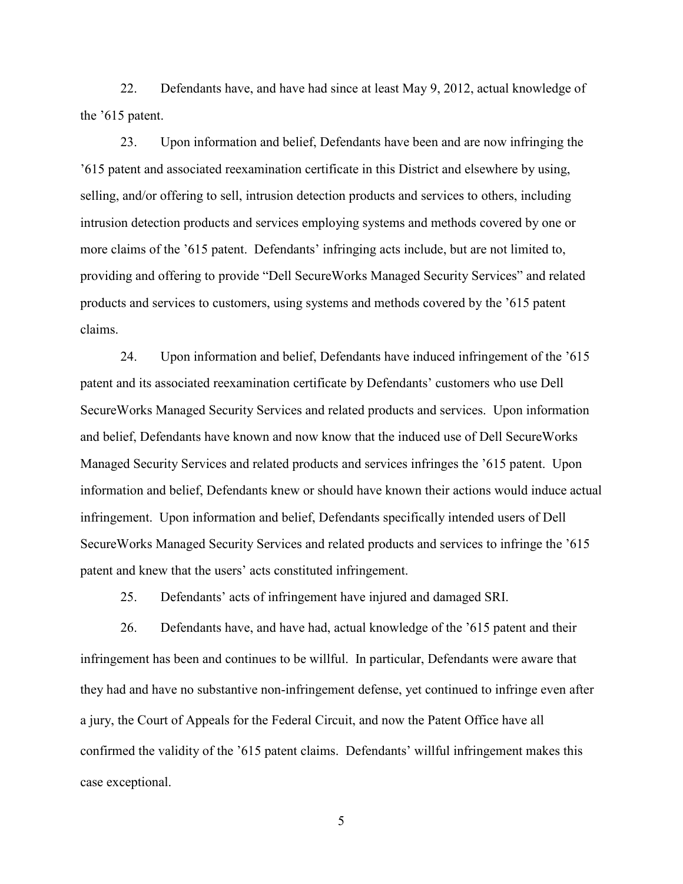22. Defendants have, and have had since at least May 9, 2012, actual knowledge of the ’615 patent.

23. Upon information and belief, Defendants have been and are now infringing the ’615 patent and associated reexamination certificate in this District and elsewhere by using, selling, and/or offering to sell, intrusion detection products and services to others, including intrusion detection products and services employing systems and methods covered by one or more claims of the ’615 patent. Defendants’ infringing acts include, but are not limited to, providing and offering to provide “Dell SecureWorks Managed Security Services” and related products and services to customers, using systems and methods covered by the ’615 patent claims.

24. Upon information and belief, Defendants have induced infringement of the ’615 patent and its associated reexamination certificate by Defendants’ customers who use Dell SecureWorks Managed Security Services and related products and services. Upon information and belief, Defendants have known and now know that the induced use of Dell SecureWorks Managed Security Services and related products and services infringes the ’615 patent. Upon information and belief, Defendants knew or should have known their actions would induce actual infringement. Upon information and belief, Defendants specifically intended users of Dell SecureWorks Managed Security Services and related products and services to infringe the ’615 patent and knew that the users’ acts constituted infringement.

25. Defendants’ acts of infringement have injured and damaged SRI.

26. Defendants have, and have had, actual knowledge of the ’615 patent and their infringement has been and continues to be willful. In particular, Defendants were aware that they had and have no substantive non-infringement defense, yet continued to infringe even after a jury, the Court of Appeals for the Federal Circuit, and now the Patent Office have all confirmed the validity of the ’615 patent claims. Defendants’ willful infringement makes this case exceptional.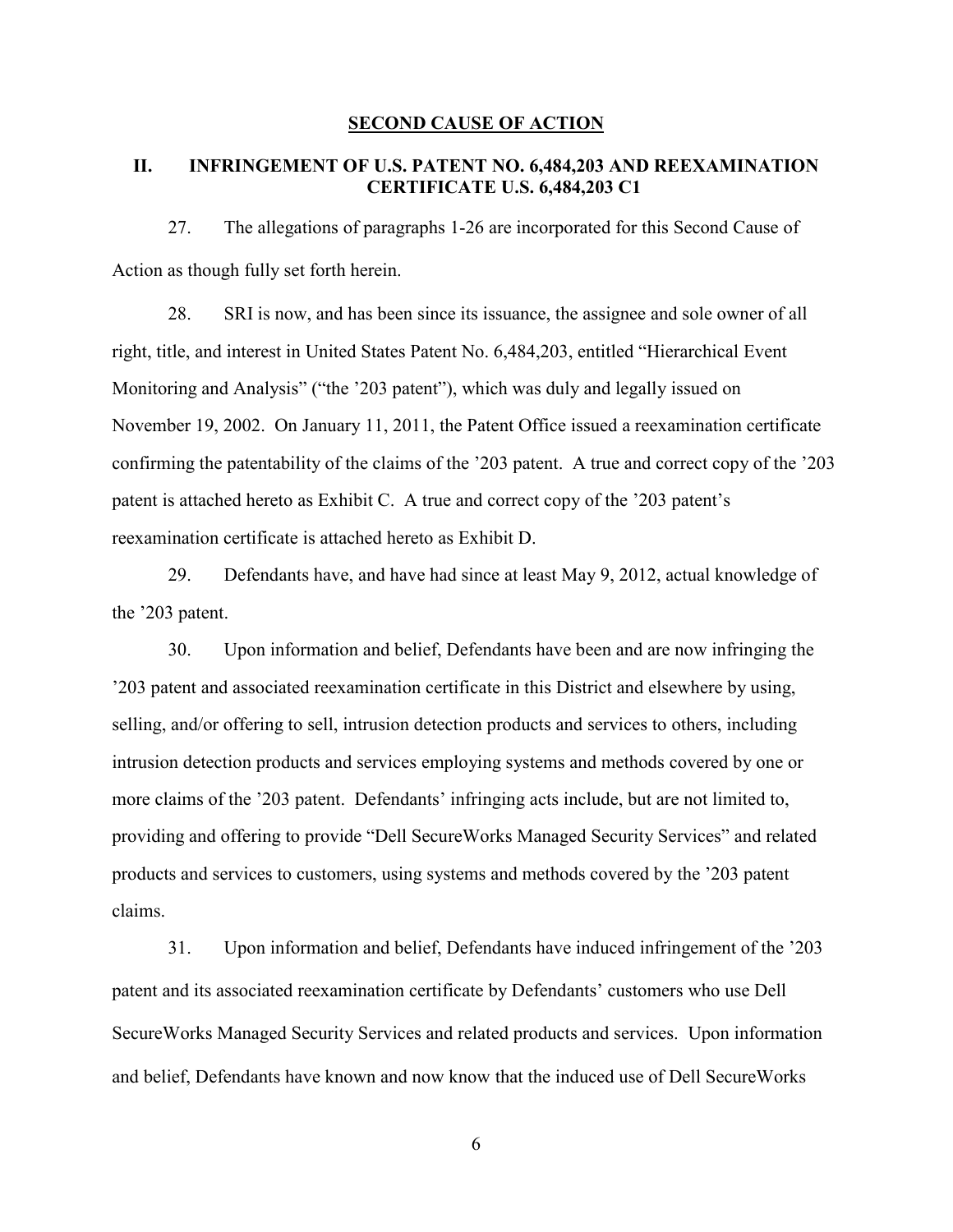## SECOND CAUSE OF ACTION

## II. INFRINGEMENT OF U.S. PATENT NO. 6,484,203 AND REEXAMINATION CERTIFICATE U.S. 6,484,203 C1

27. The allegations of paragraphs 1-26 are incorporated for this Second Cause of Action as though fully set forth herein.

28. SRI is now, and has been since its issuance, the assignee and sole owner of all right, title, and interest in United States Patent No. 6,484,203, entitled "Hierarchical Event Monitoring and Analysis" ("the '203 patent"), which was duly and legally issued on November 19, 2002. On January 11, 2011, the Patent Office issued a reexamination certificate confirming the patentability of the claims of the '203 patent. A true and correct copy of the '203 patent is attached hereto as Exhibit C. A true and correct copy of the '203 patent's reexamination certificate is attached hereto as Exhibit D.

29. Defendants have, and have had since at least May 9, 2012, actual knowledge of the '203 patent.

30. Upon information and belief, Defendants have been and are now infringing the '203 patent and associated reexamination certificate in this District and elsewhere by using, selling, and/or offering to sell, intrusion detection products and services to others, including intrusion detection products and services employing systems and methods covered by one or more claims of the '203 patent. Defendants' infringing acts include, but are not limited to, providing and offering to provide "Dell SecureWorks Managed Security Services" and related products and services to customers, using systems and methods covered by the '203 patent claims.

31. Upon information and belief, Defendants have induced infringement of the '203 patent and its associated reexamination certificate by Defendants' customers who use Dell SecureWorks Managed Security Services and related products and services. Upon information and belief, Defendants have known and now know that the induced use of Dell SecureWorks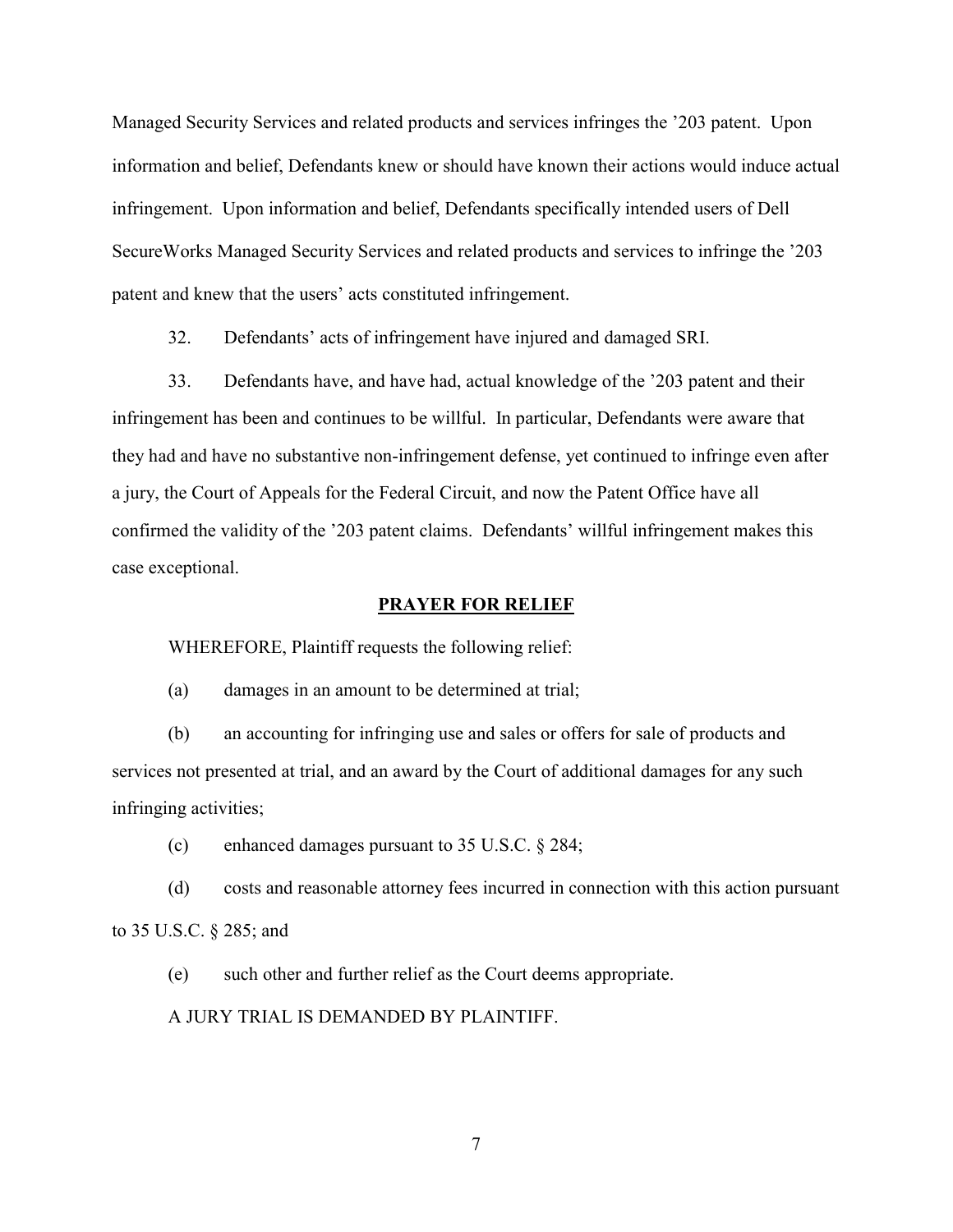Managed Security Services and related products and services infringes the '203 patent. Upon information and belief, Defendants knew or should have known their actions would induce actual infringement. Upon information and belief, Defendants specifically intended users of Dell SecureWorks Managed Security Services and related products and services to infringe the '203 patent and knew that the users' acts constituted infringement.

32. Defendants' acts of infringement have injured and damaged SRI.

33. Defendants have, and have had, actual knowledge of the '203 patent and their infringement has been and continues to be willful. In particular, Defendants were aware that they had and have no substantive non-infringement defense, yet continued to infringe even after a jury, the Court of Appeals for the Federal Circuit, and now the Patent Office have all confirmed the validity of the '203 patent claims. Defendants' willful infringement makes this case exceptional.

## PRAYER FOR RELIEF

WHEREFORE, Plaintiff requests the following relief:

(a) damages in an amount to be determined at trial;

(b) an accounting for infringing use and sales or offers for sale of products and services not presented at trial, and an award by the Court of additional damages for any such infringing activities;

(c) enhanced damages pursuant to 35 U.S.C. § 284;

(d) costs and reasonable attorney fees incurred in connection with this action pursuant to 35 U.S.C. § 285; and

(e) such other and further relief as the Court deems appropriate.

A JURY TRIAL IS DEMANDED BY PLAINTIFF.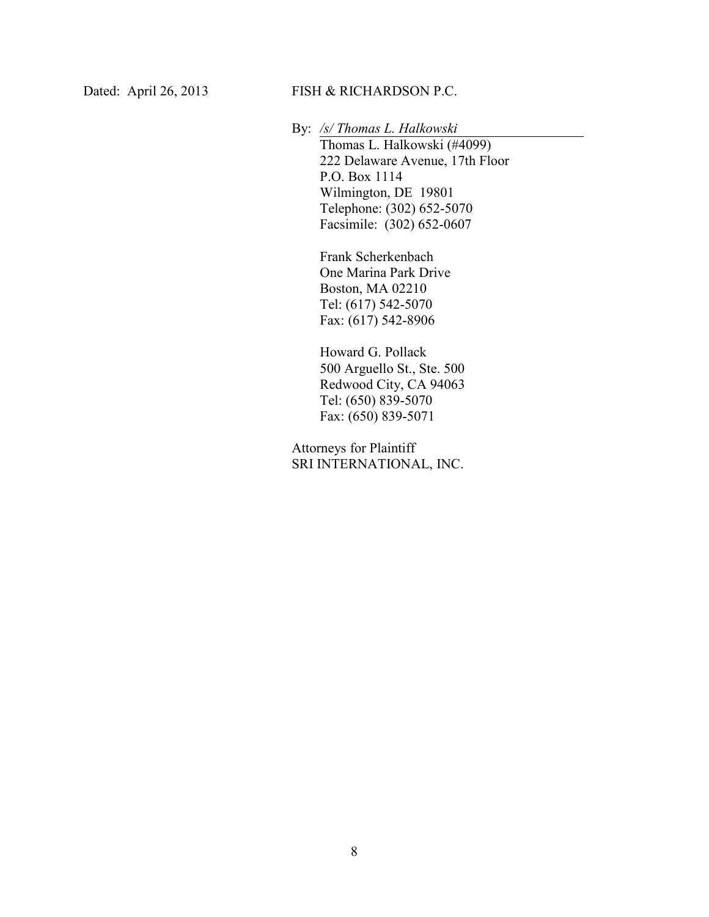Dated: April 26, 2013

FISH & RICHARDSON P.C.

By: */s/ Thomas L. Halkowski*

Thomas L. Halkowski (#4099)
222 Delaware Avenue, 17th Floor
P.O. Box 1114
Wilmington, DE 19801
Telephone: (302) 652-5070
Facsimile: (302) 652-0607

Frank Scherkenbach
One Marina Park Drive
Boston, MA 02210
Tel: (617) 542-5070
Fax: (617) 542-8906

Howard G. Pollack
500 Arguello St., Ste. 500
Redwood City, CA 94063
Tel: (650) 839-5070
Fax: (650) 839-5071

Attorneys for Plaintiff
SRI INTERNATIONAL, INC.